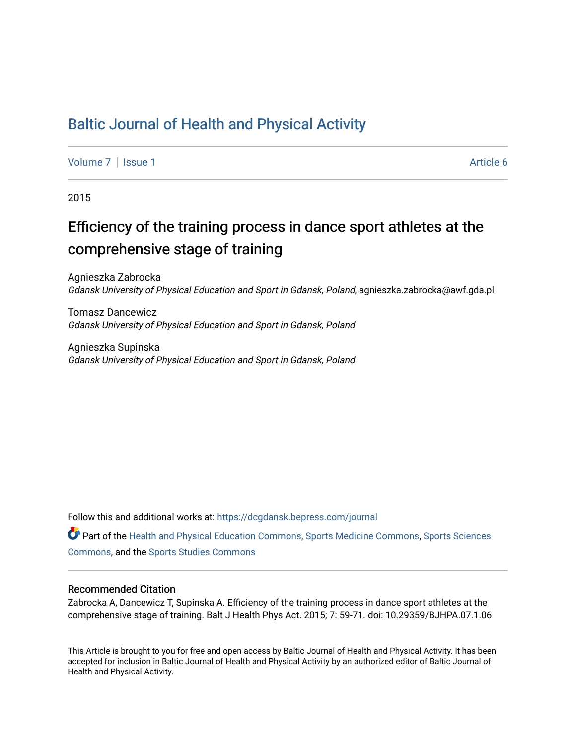# Baltic Journal of Health and Physical Activity

Volume 7 | Issue 1 Article 6

2015

## Efficiency of the training process in dance sport athletes at the comprehensive stage of training

Agnieszka Zabrocka
*Gdansk University of Physical Education and Sport in Gdansk, Poland*, agnieszka.zabrocka@awf.gda.pl

Tomasz Dancewicz
*Gdansk University of Physical Education and Sport in Gdansk, Poland*

Agnieszka Supinska
*Gdansk University of Physical Education and Sport in Gdansk, Poland*

Follow this and additional works at: https://dcgdansk.bepress.com/journal

Part of the Health and Physical Education Commons, Sports Medicine Commons, Sports Sciences Commons, and the Sports Studies Commons

### Recommended Citation

Zabrocka A, Dancewicz T, Supinska A. Efficiency of the training process in dance sport athletes at the comprehensive stage of training. Balt J Health Phys Act. 2015; 7: 59-71. doi: 10.29359/BJHPA.07.1.06

This Article is brought to you for free and open access by Baltic Journal of Health and Physical Activity. It has been accepted for inclusion in Baltic Journal of Health and Physical Activity by an authorized editor of Baltic Journal of Health and Physical Activity.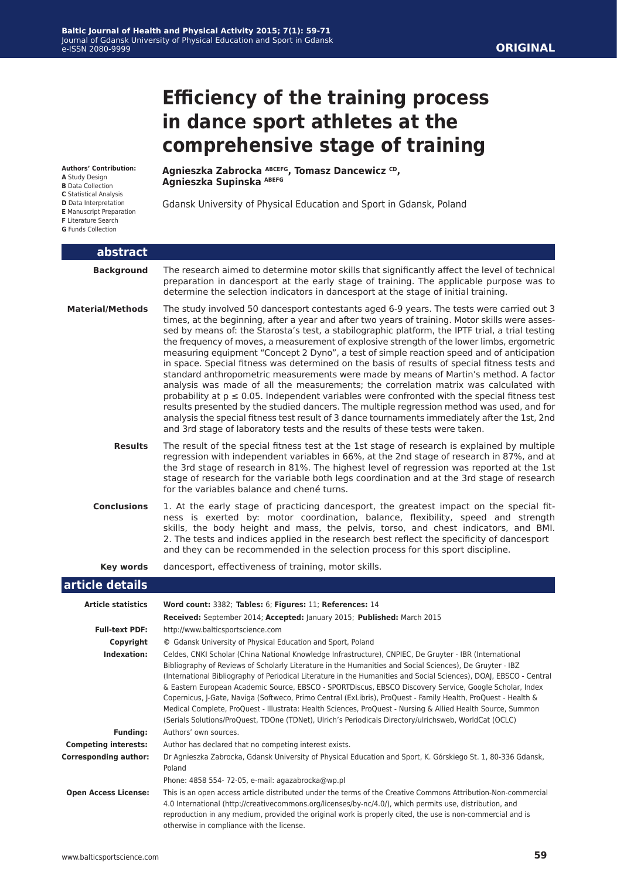# Efficiency of the training process in dance sport athletes at the comprehensive stage of training

**Authors' Contribution:**
**A** Study Design
**B** Data Collection
**C** Statistical Analysis
**D** Data Interpretation
**E** Manuscript Preparation
**F** Literature Search
**G** Funds Collection

**Agnieszka Zabrocka** [ABCEFG], **Tomasz Dancewicz** [CD], **Agnieszka Supinska** [ABEFG]

Gdansk University of Physical Education and Sport in Gdansk, Poland

## abstract

**Background**

The research aimed to determine motor skills that significantly affect the level of technical preparation in dancesport at the early stage of training. The applicable purpose was to determine the selection indicators in dancesport at the stage of initial training.

**Material/Methods**

The study involved 50 dancesport contestants aged 6-9 years. The tests were carried out 3 times, at the beginning, after a year and after two years of training. Motor skills were assessed by means of: the Starosta's test, a stabilographic platform, the IPTF trial, a trial testing the frequency of moves, a measurement of explosive strength of the lower limbs, ergometric measuring equipment "Concept 2 Dyno", a test of simple reaction speed and of anticipation in space. Special fitness was determined on the basis of results of special fitness tests and standard anthropometric measurements were made by means of Martin's method. A factor analysis was made of all the measurements; the correlation matrix was calculated with probability at $p \leq 0.05$. Independent variables were confronted with the special fitness test results presented by the studied dancers. The multiple regression method was used, and for analysis the special fitness test result of 3 dance tournaments immediately after the 1st, 2nd and 3rd stage of laboratory tests and the results of these tests were taken.

**Results**

The result of the special fitness test at the 1st stage of research is explained by multiple regression with independent variables in 66%, at the 2nd stage of research in 87%, and at the 3rd stage of research in 81%. The highest level of regression was reported at the 1st stage of research for the variable both legs coordination and at the 3rd stage of research for the variables balance and chené turns.

**Conclusions**

1. At the early stage of practicing dancesport, the greatest impact on the special fitness is exerted by: motor coordination, balance, flexibility, speed and strength skills, the body height and mass, the pelvis, torso, and chest indicators, and BMI.
2. The tests and indices applied in the research best reflect the specificity of dancesport and they can be recommended in the selection process for this sport discipline.

**Key words**

dancesport, effectiveness of training, motor skills.

## article details

**Article statistics**

**Word count:** 3382; **Tables:** 6; **Figures:** 11; **References:** 14

**Received:** September 2014; **Accepted:** January 2015; **Published:** March 2015

**Full-text PDF:** http://www.balticsportscience.com

**Copyright** © Gdansk University of Physical Education and Sport, Poland

**Indexation:** Celdes, CNKI Scholar (China National Knowledge Infrastructure), CNPIEC, De Gruyter - IBR (International Bibliography of Reviews of Scholarly Literature in the Humanities and Social Sciences), De Gruyter - IBZ (International Bibliography of Periodical Literature in the Humanities and Social Sciences), DOAJ, EBSCO - Central & Eastern European Academic Source, EBSCO - SPORTDiscus, EBSCO Discovery Service, Google Scholar, Index Copernicus, J-Gate, Naviga (Softweco, Primo Central (ExLibris), ProQuest - Family Health, ProQuest - Health & Medical Complete, ProQuest - Illustrata: Health Sciences, ProQuest - Nursing & Allied Health Source, Summon (Serials Solutions/ProQuest, TDOne (TDNet), Ulrich's Periodicals Directory/ulrichsweb, WorldCat (OCLC)

**Funding:** Authors' own sources.

**Competing interests:** Author has declared that no competing interest exists.

**Corresponding author:** Dr Agnieszka Zabrocka, Gdansk University of Physical Education and Sport, K. Górskiego St. 1, 80-336 Gdansk, Poland

Phone: 4858 554- 72-05, e-mail: agazabrocka@wp.pl

**Open Access License:** This is an open access article distributed under the terms of the Creative Commons Attribution-Non-commercial 4.0 International (http://creativecommons.org/licenses/by-nc/4.0/), which permits use, distribution, and reproduction in any medium, provided the original work is properly cited, the use is non-commercial and is otherwise in compliance with the license.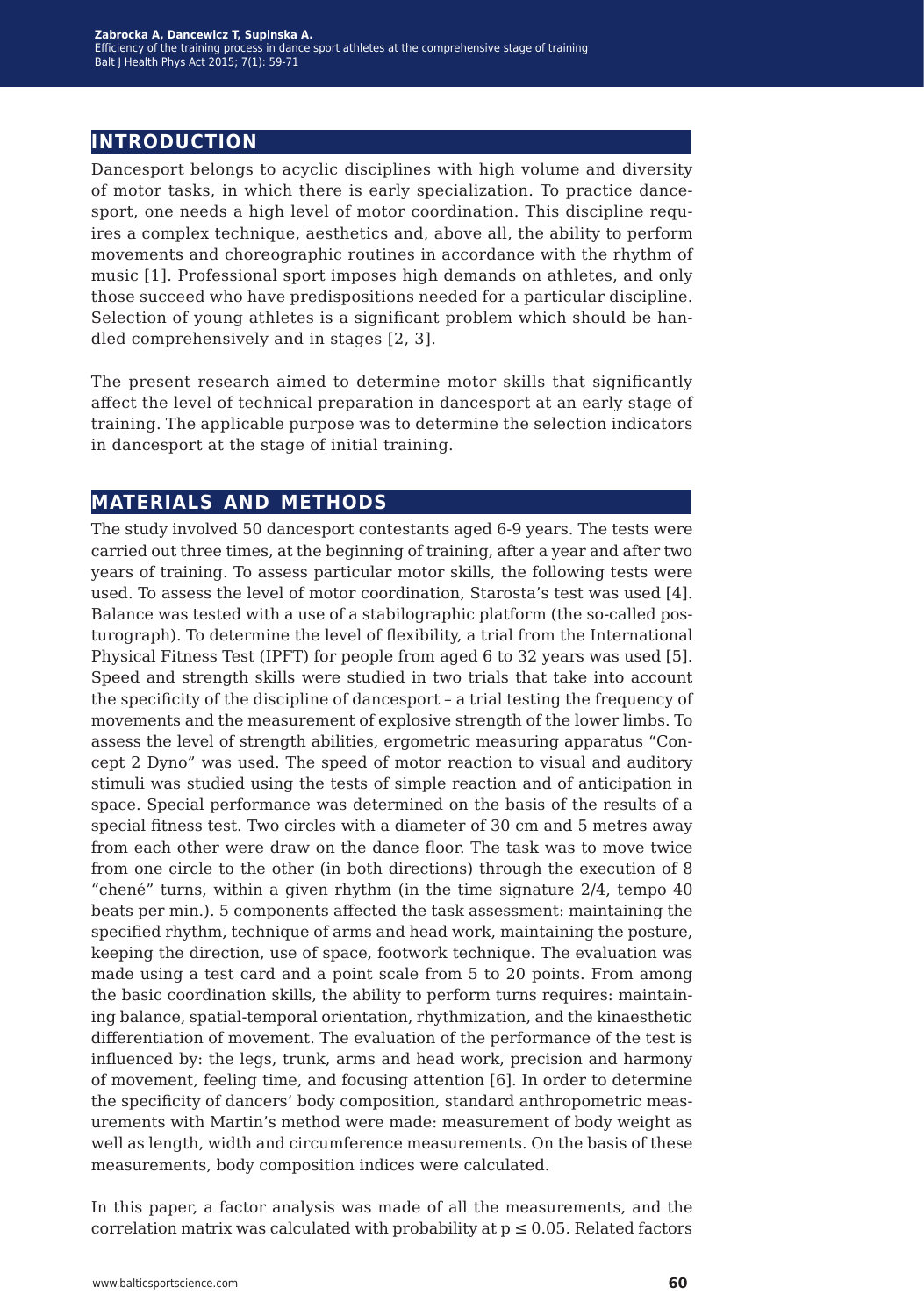## INTRODUCTION

Dancesport belongs to acyclic disciplines with high volume and diversity of motor tasks, in which there is early specialization. To practice dancesport, one needs a high level of motor coordination. This discipline requires a complex technique, aesthetics and, above all, the ability to perform movements and choreographic routines in accordance with the rhythm of music [1]. Professional sport imposes high demands on athletes, and only those succeed who have predispositions needed for a particular discipline. Selection of young athletes is a significant problem which should be handled comprehensively and in stages [2, 3].

The present research aimed to determine motor skills that significantly affect the level of technical preparation in dancesport at an early stage of training. The applicable purpose was to determine the selection indicators in dancesport at the stage of initial training.

## MATERIALS AND METHODS

The study involved 50 dancesport contestants aged 6-9 years. The tests were carried out three times, at the beginning of training, after a year and after two years of training. To assess particular motor skills, the following tests were used. To assess the level of motor coordination, Starosta's test was used [4]. Balance was tested with a use of a stabilographic platform (the so-called posturograph). To determine the level of flexibility, a trial from the International Physical Fitness Test (IPFT) for people from aged 6 to 32 years was used [5]. Speed and strength skills were studied in two trials that take into account the specificity of the discipline of dancesport – a trial testing the frequency of movements and the measurement of explosive strength of the lower limbs. To assess the level of strength abilities, ergometric measuring apparatus "Concept 2 Dyno" was used. The speed of motor reaction to visual and auditory stimuli was studied using the tests of simple reaction and of anticipation in space. Special performance was determined on the basis of the results of a special fitness test. Two circles with a diameter of 30 cm and 5 metres away from each other were draw on the dance floor. The task was to move twice from one circle to the other (in both directions) through the execution of 8 "chené" turns, within a given rhythm (in the time signature 2/4, tempo 40 beats per min.). 5 components affected the task assessment: maintaining the specified rhythm, technique of arms and head work, maintaining the posture, keeping the direction, use of space, footwork technique. The evaluation was made using a test card and a point scale from 5 to 20 points. From among the basic coordination skills, the ability to perform turns requires: maintaining balance, spatial-temporal orientation, rhythmization, and the kinaesthetic differentiation of movement. The evaluation of the performance of the test is influenced by: the legs, trunk, arms and head work, precision and harmony of movement, feeling time, and focusing attention [6]. In order to determine the specificity of dancers' body composition, standard anthropometric measurements with Martin's method were made: measurement of body weight as well as length, width and circumference measurements. On the basis of these measurements, body composition indices were calculated.

In this paper, a factor analysis was made of all the measurements, and the correlation matrix was calculated with probability at $p \leq 0.05$. Related factors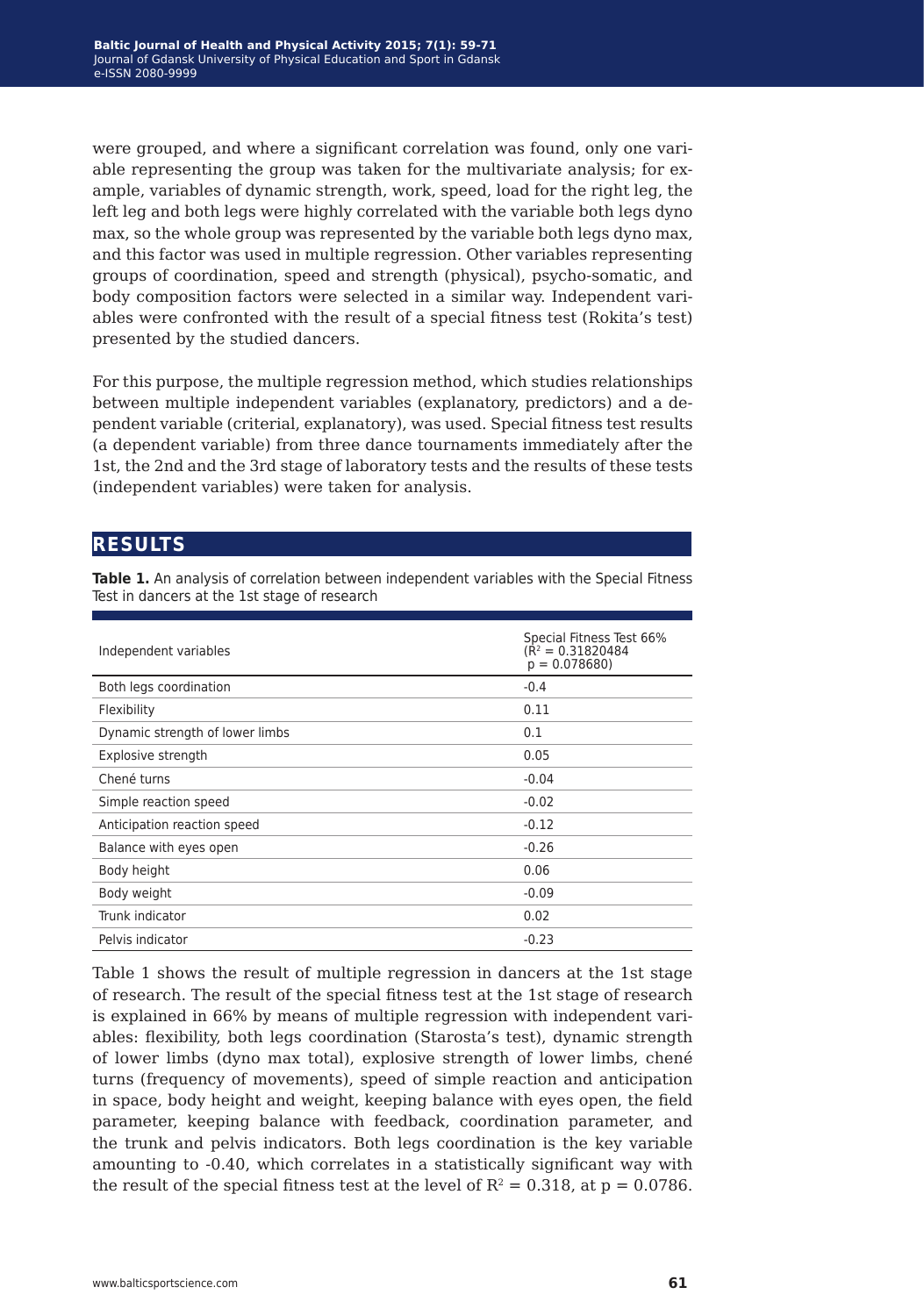were grouped, and where a significant correlation was found, only one variable representing the group was taken for the multivariate analysis; for example, variables of dynamic strength, work, speed, load for the right leg, the left leg and both legs were highly correlated with the variable both legs dyno max, so the whole group was represented by the variable both legs dyno max, and this factor was used in multiple regression. Other variables representing groups of coordination, speed and strength (physical), psycho-somatic, and body composition factors were selected in a similar way. Independent variables were confronted with the result of a special fitness test (Rokita's test) presented by the studied dancers.

For this purpose, the multiple regression method, which studies relationships between multiple independent variables (explanatory, predictors) and a dependent variable (criterial, explanatory), was used. Special fitness test results (a dependent variable) from three dance tournaments immediately after the 1st, the 2nd and the 3rd stage of laboratory tests and the results of these tests (independent variables) were taken for analysis.

## RESULTS

**Table 1.** An analysis of correlation between independent variables with the Special Fitness Test in dancers at the 1st stage of research

| Independent variables | Special Fitness Test 66% ($R^2 = 0.31820484$ $p = 0.078680$) |
|---|---|
| Both legs coordination | -0.4 |
| Flexibility | 0.11 |
| Dynamic strength of lower limbs | 0.1 |
| Explosive strength | 0.05 |
| Chené turns | -0.04 |
| Simple reaction speed | -0.02 |
| Anticipation reaction speed | -0.12 |
| Balance with eyes open | -0.26 |
| Body height | 0.06 |
| Body weight | -0.09 |
| Trunk indicator | 0.02 |
| Pelvis indicator | -0.23 |

Table 1 shows the result of multiple regression in dancers at the 1st stage of research. The result of the special fitness test at the 1st stage of research is explained in 66% by means of multiple regression with independent variables: flexibility, both legs coordination (Starosta's test), dynamic strength of lower limbs (dyno max total), explosive strength of lower limbs, chené turns (frequency of movements), speed of simple reaction and anticipation in space, body height and weight, keeping balance with eyes open, the field parameter, keeping balance with feedback, coordination parameter, and the trunk and pelvis indicators. Both legs coordination is the key variable amounting to -0.40, which correlates in a statistically significant way with the result of the special fitness test at the level of $R^2 = 0.318$, at $p = 0.0786$.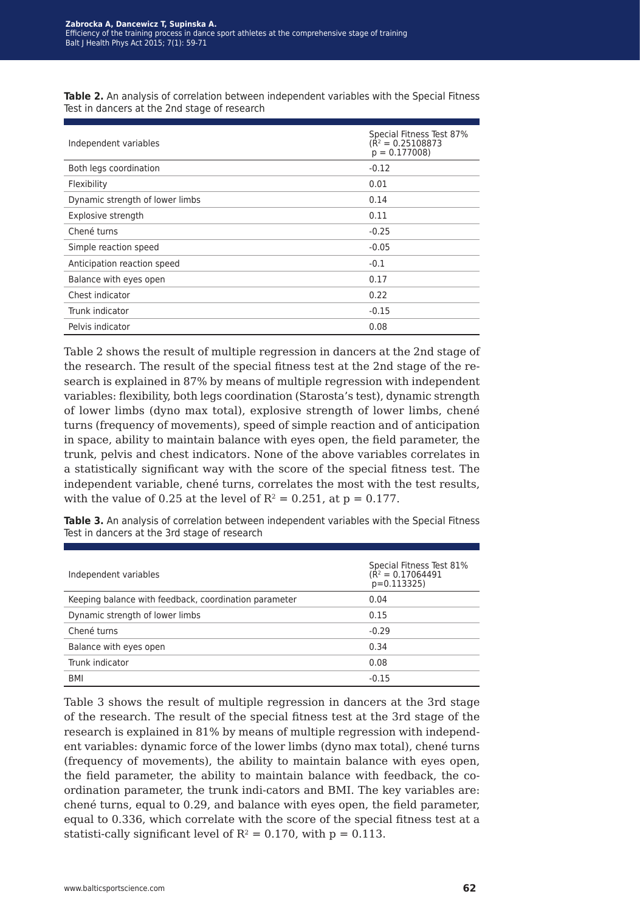**Table 2.** An analysis of correlation between independent variables with the Special Fitness Test in dancers at the 2nd stage of research

| Independent variables | Special Fitness Test 87% ($R^2$ = 0.25108873 p = 0.177008) |
|---|---|
| Both legs coordination | -0.12 |
| Flexibility | 0.01 |
| Dynamic strength of lower limbs | 0.14 |
| Explosive strength | 0.11 |
| Chené turns | -0.25 |
| Simple reaction speed | -0.05 |
| Anticipation reaction speed | -0.1 |
| Balance with eyes open | 0.17 |
| Chest indicator | 0.22 |
| Trunk indicator | -0.15 |
| Pelvis indicator | 0.08 |

Table 2 shows the result of multiple regression in dancers at the 2nd stage of the research. The result of the special fitness test at the 2nd stage of the research is explained in 87% by means of multiple regression with independent variables: flexibility, both legs coordination (Starosta's test), dynamic strength of lower limbs (dyno max total), explosive strength of lower limbs, chené turns (frequency of movements), speed of simple reaction and of anticipation in space, ability to maintain balance with eyes open, the field parameter, the trunk, pelvis and chest indicators. None of the above variables correlates in a statistically significant way with the score of the special fitness test. The independent variable, chené turns, correlates the most with the test results, with the value of 0.25 at the level of $R^2 = 0.251$, at $p = 0.177$.

**Table 3.** An analysis of correlation between independent variables with the Special Fitness Test in dancers at the 3rd stage of research

| Independent variables | Special Fitness Test 81% ($R^2$ = 0.17064491 p=0.113325) |
|---|---|
| Keeping balance with feedback, coordination parameter | 0.04 |
| Dynamic strength of lower limbs | 0.15 |
| Chené turns | -0.29 |
| Balance with eyes open | 0.34 |
| Trunk indicator | 0.08 |
| BMI | -0.15 |

Table 3 shows the result of multiple regression in dancers at the 3rd stage of the research. The result of the special fitness test at the 3rd stage of the research is explained in 81% by means of multiple regression with independent variables: dynamic force of the lower limbs (dyno max total), chené turns (frequency of movements), the ability to maintain balance with eyes open, the field parameter, the ability to maintain balance with feedback, the coordination parameter, the trunk indi-cators and BMI. The key variables are: chené turns, equal to 0.29, and balance with eyes open, the field parameter, equal to 0.336, which correlate with the score of the special fitness test at a statisti-cally significant level of $R^2 = 0.170$, with $p = 0.113$.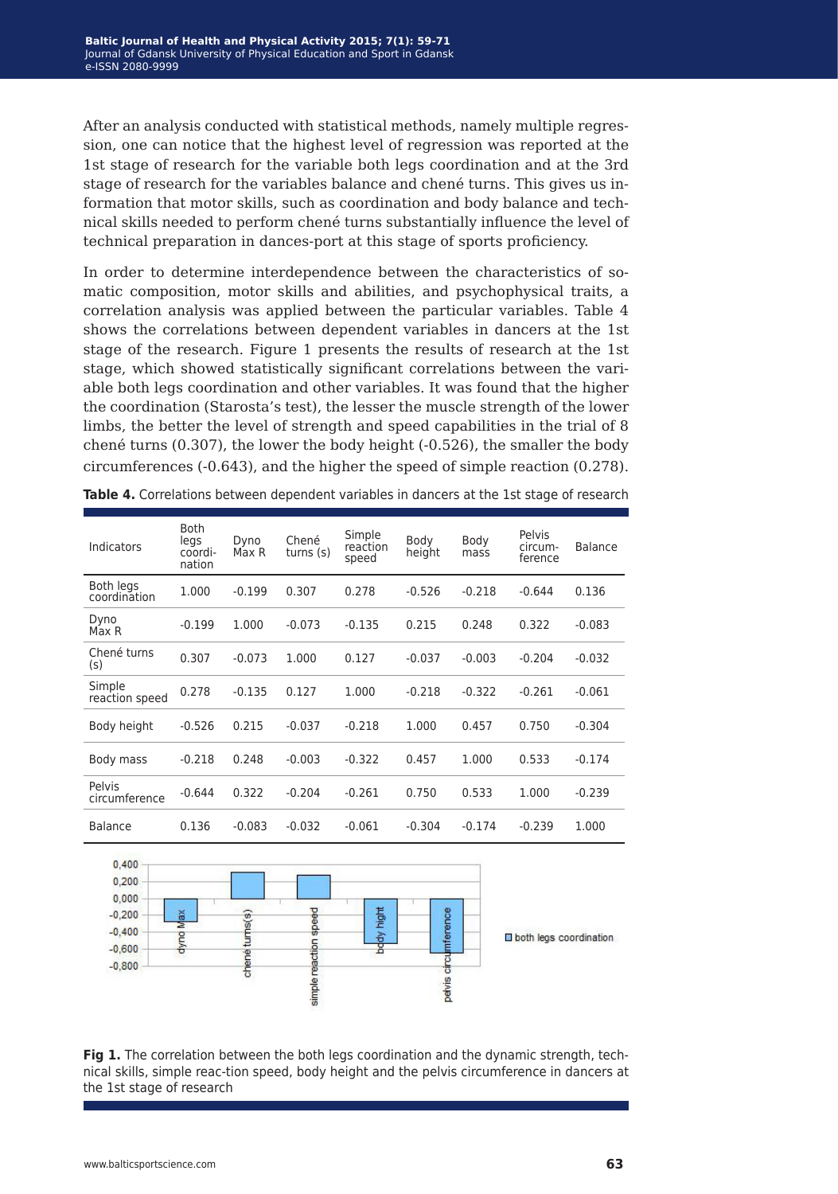After an analysis conducted with statistical methods, namely multiple regression, one can notice that the highest level of regression was reported at the 1st stage of research for the variable both legs coordination and at the 3rd stage of research for the variables balance and chené turns. This gives us information that motor skills, such as coordination and body balance and technical skills needed to perform chené turns substantially influence the level of technical preparation in dances-port at this stage of sports proficiency.

In order to determine interdependence between the characteristics of somatic composition, motor skills and abilities, and psychophysical traits, a correlation analysis was applied between the particular variables. Table 4 shows the correlations between dependent variables in dancers at the 1st stage of the research. Figure 1 presents the results of research at the 1st stage, which showed statistically significant correlations between the variable both legs coordination and other variables. It was found that the higher the coordination (Starosta's test), the lesser the muscle strength of the lower limbs, the better the level of strength and speed capabilities in the trial of 8 chené turns (0.307), the lower the body height (-0.526), the smaller the body circumferences (-0.643), and the higher the speed of simple reaction (0.278).

**Table 4.** Correlations between dependent variables in dancers at the 1st stage of research

| Indicators | Both legs coordination | Dyno Max R | Chené turns (s) | Simple reaction speed | Body height | Body mass | Pelvis circumference | Balance |
|---|---|---|---|---|---|---|---|---|
| Both legs coordination | 1.000 | -0.199 | 0.307 | 0.278 | -0.526 | -0.218 | -0.644 | 0.136 |
| Dyno Max R | -0.199 | 1.000 | -0.073 | -0.135 | 0.215 | 0.248 | 0.322 | -0.083 |
| Chené turns (s) | 0.307 | -0.073 | 1.000 | 0.127 | -0.037 | -0.003 | -0.204 | -0.032 |
| Simple reaction speed | 0.278 | -0.135 | 0.127 | 1.000 | -0.218 | -0.322 | -0.261 | -0.061 |
| Body height | -0.526 | 0.215 | -0.037 | -0.218 | 1.000 | 0.457 | 0.750 | -0.304 |
| Body mass | -0.218 | 0.248 | -0.003 | -0.322 | 0.457 | 1.000 | 0.533 | -0.174 |
| Pelvis circumference | -0.644 | 0.322 | -0.204 | -0.261 | 0.750 | 0.533 | 1.000 | -0.239 |
| Balance | 0.136 | -0.083 | -0.032 | -0.061 | -0.304 | -0.174 | -0.239 | 1.000 |

**Fig 1.** The correlation between the both legs coordination and the dynamic strength, technical skills, simple reac-tion speed, body height and the pelvis circumference in dancers at the 1st stage of research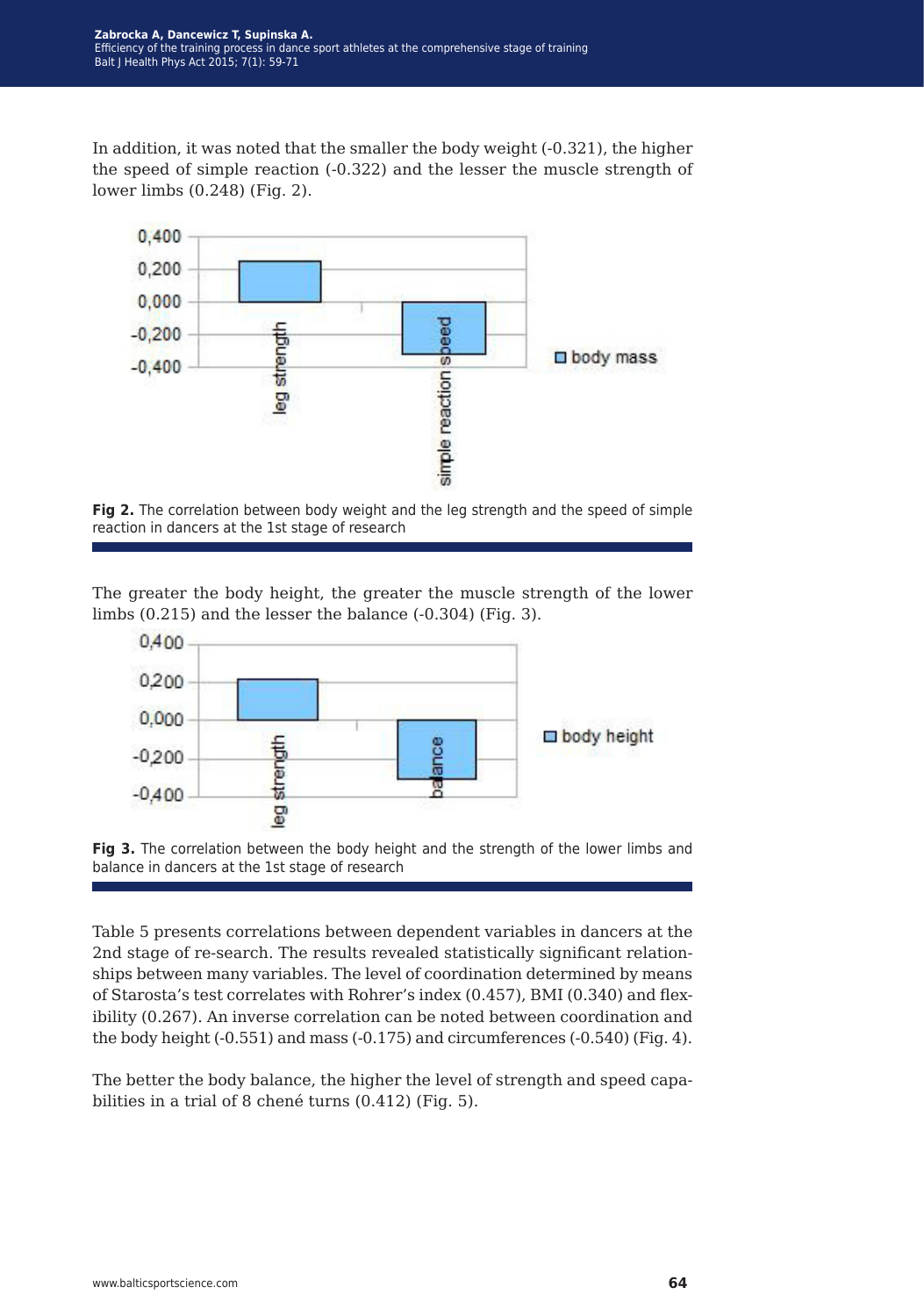In addition, it was noted that the smaller the body weight (-0.321), the higher the speed of simple reaction (-0.322) and the lesser the muscle strength of lower limbs (0.248) (Fig. 2).

**Fig 2.** The correlation between body weight and the leg strength and the speed of simple reaction in dancers at the 1st stage of research

The greater the body height, the greater the muscle strength of the lower limbs (0.215) and the lesser the balance (-0.304) (Fig. 3).

**Fig 3.** The correlation between the body height and the strength of the lower limbs and balance in dancers at the 1st stage of research

Table 5 presents correlations between dependent variables in dancers at the 2nd stage of re-search. The results revealed statistically significant relationships between many variables. The level of coordination determined by means of Starosta's test correlates with Rohrer's index (0.457), BMI (0.340) and flexibility (0.267). An inverse correlation can be noted between coordination and the body height (-0.551) and mass (-0.175) and circumferences (-0.540) (Fig. 4).

The better the body balance, the higher the level of strength and speed capabilities in a trial of 8 chené turns (0.412) (Fig. 5).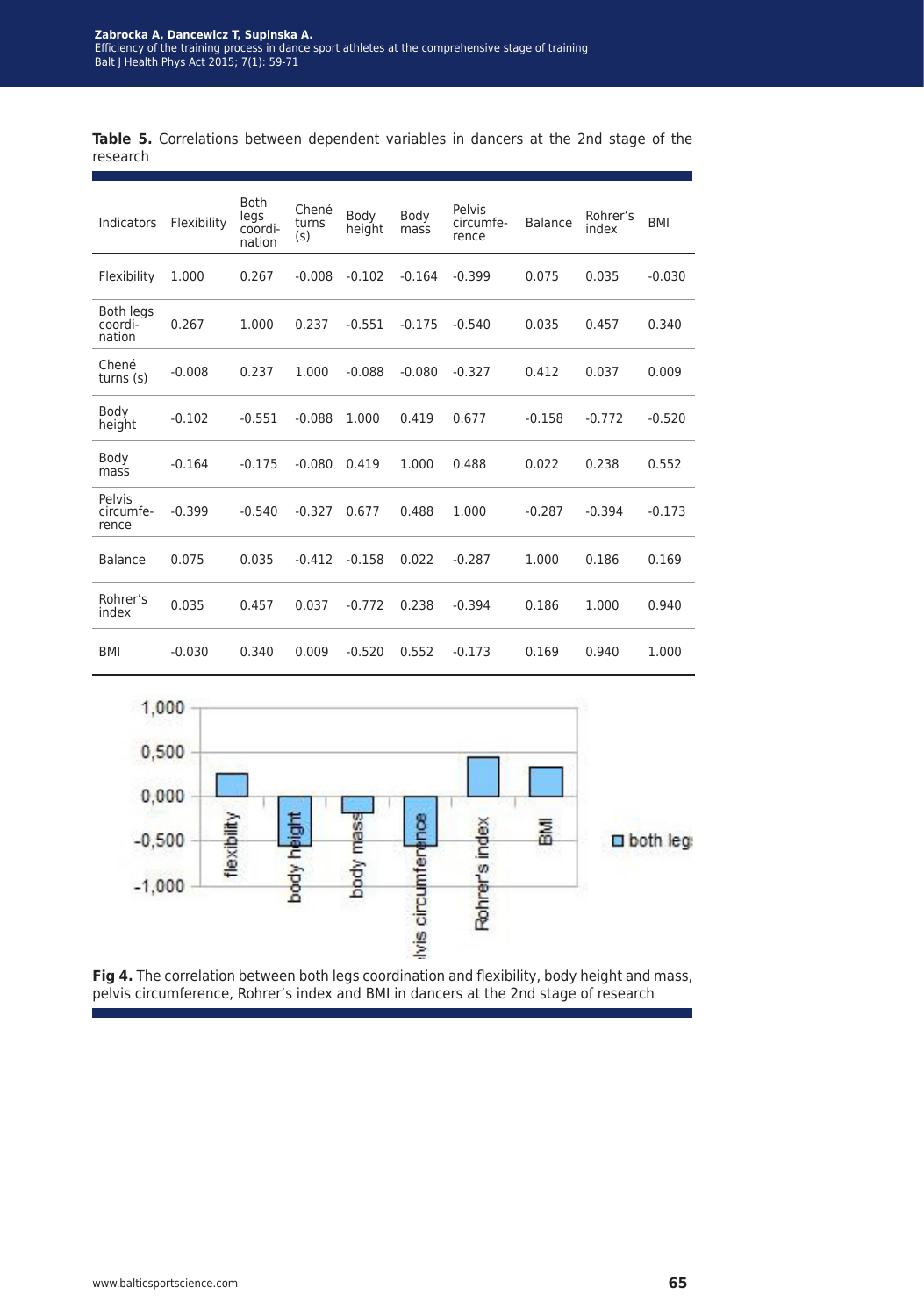**Table 5.** Correlations between dependent variables in dancers at the 2nd stage of the research

| Indicators | Flexibility | Both legs coordi-nation | Chené turns (s) | Body height | Body mass | Pelvis circumfe-rence | Balance | Rohrer's index | BMI |
|---|---|---|---|---|---|---|---|---|---|
| Flexibility | 1.000 | 0.267 | -0.008 | -0.102 | -0.164 | -0.399 | 0.075 | 0.035 | -0.030 |
| Both legs coordi-nation | 0.267 | 1.000 | 0.237 | -0.551 | -0.175 | -0.540 | 0.035 | 0.457 | 0.340 |
| Chené turns (s) | -0.008 | 0.237 | 1.000 | -0.088 | -0.080 | -0.327 | 0.412 | 0.037 | 0.009 |
| Body height | -0.102 | -0.551 | -0.088 | 1.000 | 0.419 | 0.677 | -0.158 | -0.772 | -0.520 |
| Body mass | -0.164 | -0.175 | -0.080 | 0.419 | 1.000 | 0.488 | 0.022 | 0.238 | 0.552 |
| Pelvis circumfe-rence | -0.399 | -0.540 | -0.327 | 0.677 | 0.488 | 1.000 | -0.287 | -0.394 | -0.173 |
| Balance | 0.075 | 0.035 | -0.412 | -0.158 | 0.022 | -0.287 | 1.000 | 0.186 | 0.169 |
| Rohrer's index | 0.035 | 0.457 | 0.037 | -0.772 | 0.238 | -0.394 | 0.186 | 1.000 | 0.940 |
| BMI | -0.030 | 0.340 | 0.009 | -0.520 | 0.552 | -0.173 | 0.169 | 0.940 | 1.000 |

**Fig 4.** The correlation between both legs coordination and flexibility, body height and mass, pelvis circumference, Rohrer's index and BMI in dancers at the 2nd stage of research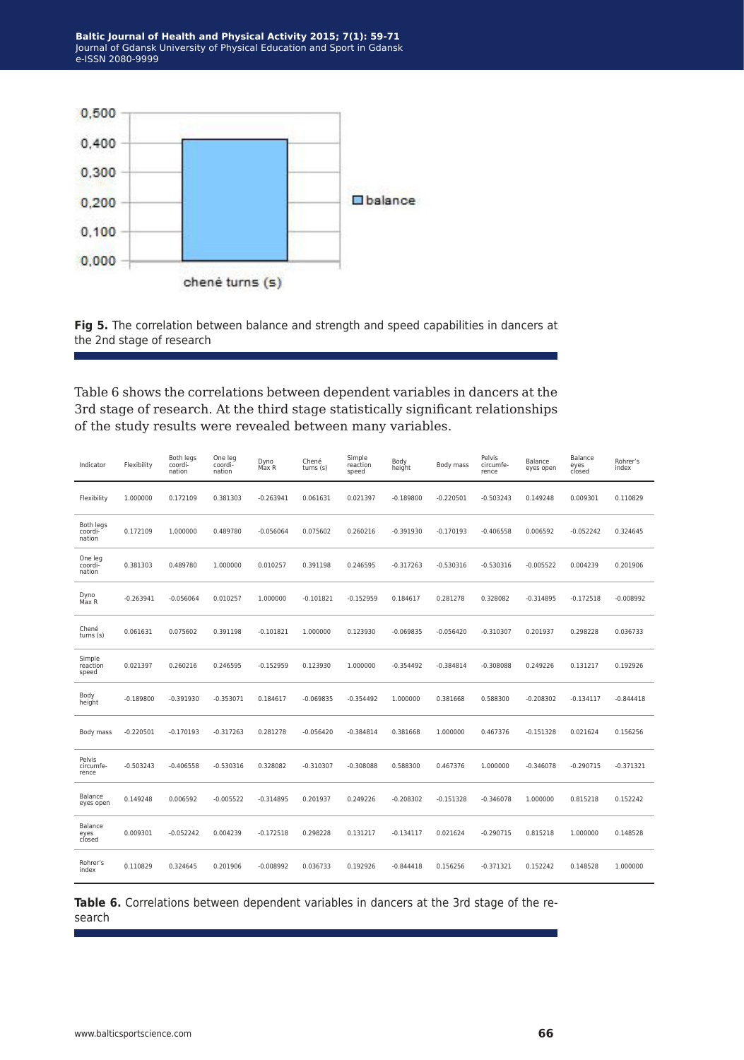Fig 5. The correlation between balance and strength and speed capabilities in dancers at the 2nd stage of research

Table 6 shows the correlations between dependent variables in dancers at the 3rd stage of research. At the third stage statistically significant relationships of the study results were revealed between many variables.

| Indicator | Flexibility | Both legs coordi-nation | One leg coordi-nation | Dyno Max R | Chené turns (s) | Simple reaction speed | Body height | Body mass | Pelvis circumfe-rence | Balance eyes open | Balance eyes closed | Rohrer's index |
|---|---|---|---|---|---|---|---|---|---|---|---|---|
| Flexibility | 1.000000 | 0.172109 | 0.381303 | -0.263941 | 0.061631 | 0.021397 | -0.189800 | -0.220501 | -0.503243 | 0.149248 | 0.009301 | 0.110829 |
| Both legs coordi-nation | 0.172109 | 1.000000 | 0.489780 | -0.056064 | 0.075602 | 0.260216 | -0.391930 | -0.170193 | -0.406558 | 0.006592 | -0.052242 | 0.324645 |
| One leg coordi-nation | 0.381303 | 0.489780 | 1.000000 | 0.010257 | 0.391198 | 0.246595 | -0.317263 | -0.530316 | -0.530316 | -0.005522 | 0.004239 | 0.201906 |
| Dyno Max R | -0.263941 | -0.056064 | 0.010257 | 1.000000 | -0.101821 | -0.152959 | 0.184617 | 0.281278 | 0.328082 | -0.314895 | -0.172518 | -0.008992 |
| Chené turns (s) | 0.061631 | 0.075602 | 0.391198 | -0.101821 | 1.000000 | 0.123930 | -0.069835 | -0.056420 | -0.310307 | 0.201937 | 0.298228 | 0.036733 |
| Simple reaction speed | 0.021397 | 0.260216 | 0.246595 | -0.152959 | 0.123930 | 1.000000 | -0.354492 | -0.384814 | -0.308088 | 0.249226 | 0.131217 | 0.192926 |
| Body height | -0.189800 | -0.391930 | -0.353071 | 0.184617 | -0.069835 | -0.354492 | 1.000000 | 0.381668 | 0.588300 | -0.208302 | -0.134117 | -0.844418 |
| Body mass | -0.220501 | -0.170193 | -0.317263 | 0.281278 | -0.056420 | -0.384814 | 0.381668 | 1.000000 | 0.467376 | -0.151328 | 0.021624 | 0.156256 |
| Pelvis circumfe-rence | -0.503243 | -0.406558 | -0.530316 | 0.328082 | -0.310307 | -0.308088 | 0.588300 | 0.467376 | 1.000000 | -0.346078 | -0.290715 | -0.371321 |
| Balance eyes open | 0.149248 | 0.006592 | -0.005522 | -0.314895 | 0.201937 | 0.249226 | -0.208302 | -0.151328 | -0.346078 | 1.000000 | 0.815218 | 0.152242 |
| Balance eyes closed | 0.009301 | -0.052242 | 0.004239 | -0.172518 | 0.298228 | 0.131217 | -0.134117 | 0.021624 | -0.290715 | 0.815218 | 1.000000 | 0.148528 |
| Rohrer's index | 0.110829 | 0.324645 | 0.201906 | -0.008992 | 0.036733 | 0.192926 | -0.844418 | 0.156256 | -0.371321 | 0.152242 | 0.148528 | 1.000000 |

Table 6. Correlations between dependent variables in dancers at the 3rd stage of the research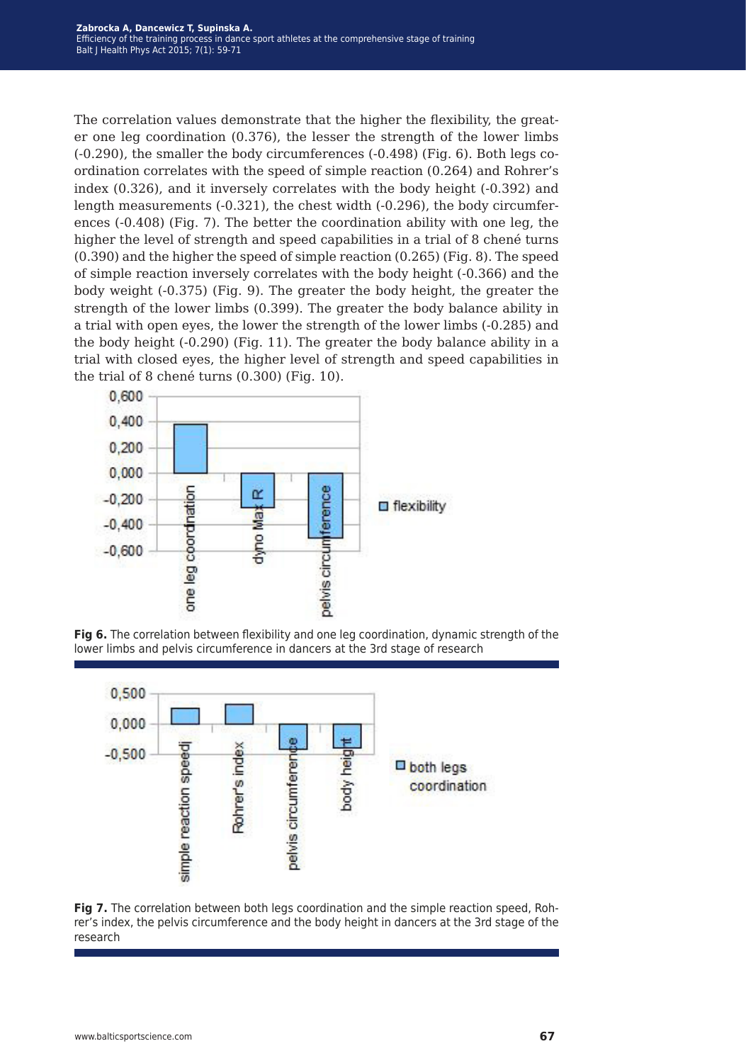The correlation values demonstrate that the higher the flexibility, the greater one leg coordination (0.376), the lesser the strength of the lower limbs (-0.290), the smaller the body circumferences (-0.498) (Fig. 6). Both legs coordination correlates with the speed of simple reaction (0.264) and Rohrer's index (0.326), and it inversely correlates with the body height (-0.392) and length measurements (-0.321), the chest width (-0.296), the body circumferences (-0.408) (Fig. 7). The better the coordination ability with one leg, the higher the level of strength and speed capabilities in a trial of 8 chené turns (0.390) and the higher the speed of simple reaction (0.265) (Fig. 8). The speed of simple reaction inversely correlates with the body height (-0.366) and the body weight (-0.375) (Fig. 9). The greater the body height, the greater the strength of the lower limbs (0.399). The greater the body balance ability in a trial with open eyes, the lower the strength of the lower limbs (-0.285) and the body height (-0.290) (Fig. 11). The greater the body balance ability in a trial with closed eyes, the higher level of strength and speed capabilities in the trial of 8 chené turns (0.300) (Fig. 10).

**Fig 6.** The correlation between flexibility and one leg coordination, dynamic strength of the lower limbs and pelvis circumference in dancers at the 3rd stage of research

**Fig 7.** The correlation between both legs coordination and the simple reaction speed, Rohrer's index, the pelvis circumference and the body height in dancers at the 3rd stage of the research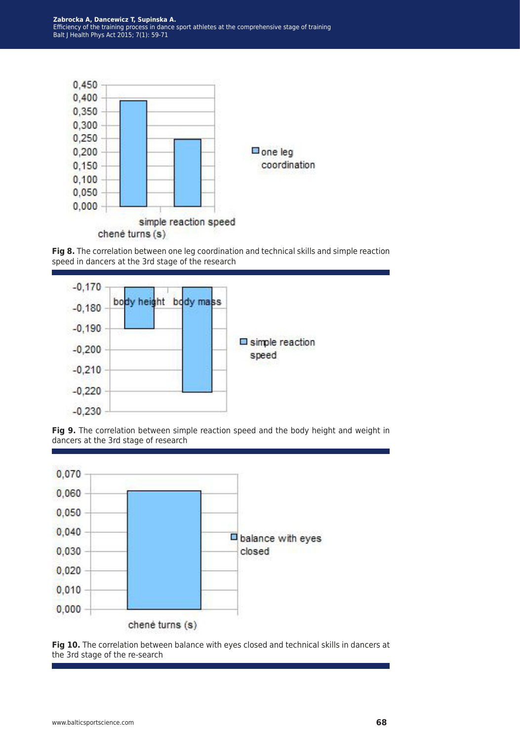Fig 8. The correlation between one leg coordination and technical skills and simple reaction speed in dancers at the 3rd stage of the research

Fig 9. The correlation between simple reaction speed and the body height and weight in dancers at the 3rd stage of research

Fig 10. The correlation between balance with eyes closed and technical skills in dancers at the 3rd stage of the re-search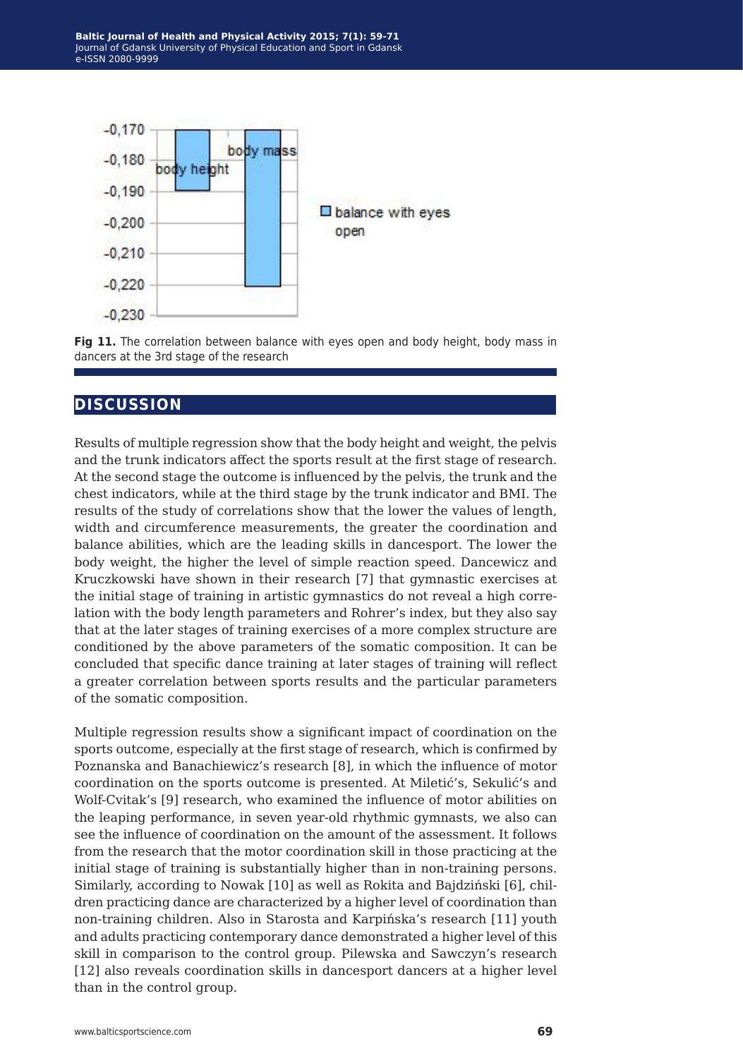Fig 11. The correlation between balance with eyes open and body height, body mass in dancers at the 3rd stage of the research

## DISCUSSION

Results of multiple regression show that the body height and weight, the pelvis and the trunk indicators affect the sports result at the first stage of research. At the second stage the outcome is influenced by the pelvis, the trunk and the chest indicators, while at the third stage by the trunk indicator and BMI. The results of the study of correlations show that the lower the values of length, width and circumference measurements, the greater the coordination and balance abilities, which are the leading skills in dancesport. The lower the body weight, the higher the level of simple reaction speed. Dancewicz and Kruczkowski have shown in their research [7] that gymnastic exercises at the initial stage of training in artistic gymnastics do not reveal a high correlation with the body length parameters and Rohrer's index, but they also say that at the later stages of training exercises of a more complex structure are conditioned by the above parameters of the somatic composition. It can be concluded that specific dance training at later stages of training will reflect a greater correlation between sports results and the particular parameters of the somatic composition.

Multiple regression results show a significant impact of coordination on the sports outcome, especially at the first stage of research, which is confirmed by Poznanska and Banachiewicz's research [8], in which the influence of motor coordination on the sports outcome is presented. At Miletić's, Sekulić's and Wolf-Cvitak's [9] research, who examined the influence of motor abilities on the leaping performance, in seven year-old rhythmic gymnasts, we also can see the influence of coordination on the amount of the assessment. It follows from the research that the motor coordination skill in those practicing at the initial stage of training is substantially higher than in non-training persons. Similarly, according to Nowak [10] as well as Rokita and Bajdziński [6], children practicing dance are characterized by a higher level of coordination than non-training children. Also in Starosta and Karpińska's research [11] youth and adults practicing contemporary dance demonstrated a higher level of this skill in comparison to the control group. Pilewska and Sawczyn's research [12] also reveals coordination skills in dancesport dancers at a higher level than in the control group.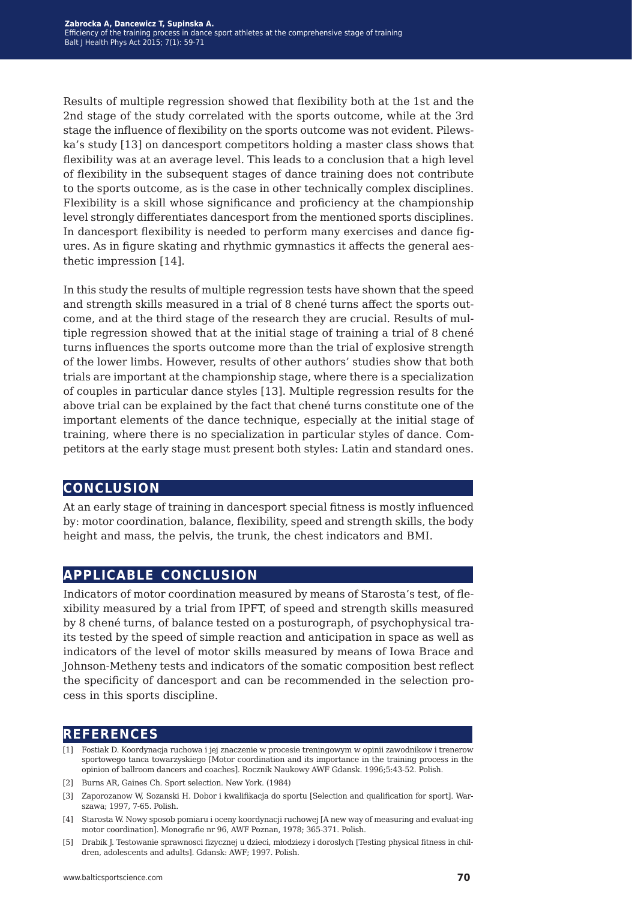Results of multiple regression showed that flexibility both at the 1st and the 2nd stage of the study correlated with the sports outcome, while at the 3rd stage the influence of flexibility on the sports outcome was not evident. Pilewska's study [13] on dancesport competitors holding a master class shows that flexibility was at an average level. This leads to a conclusion that a high level of flexibility in the subsequent stages of dance training does not contribute to the sports outcome, as is the case in other technically complex disciplines. Flexibility is a skill whose significance and proficiency at the championship level strongly differentiates dancesport from the mentioned sports disciplines. In dancesport flexibility is needed to perform many exercises and dance figures. As in figure skating and rhythmic gymnastics it affects the general aesthetic impression [14].

In this study the results of multiple regression tests have shown that the speed and strength skills measured in a trial of 8 chené turns affect the sports outcome, and at the third stage of the research they are crucial. Results of multiple regression showed that at the initial stage of training a trial of 8 chené turns influences the sports outcome more than the trial of explosive strength of the lower limbs. However, results of other authors' studies show that both trials are important at the championship stage, where there is a specialization of couples in particular dance styles [13]. Multiple regression results for the above trial can be explained by the fact that chené turns constitute one of the important elements of the dance technique, especially at the initial stage of training, where there is no specialization in particular styles of dance. Competitors at the early stage must present both styles: Latin and standard ones.

## CONCLUSION

At an early stage of training in dancesport special fitness is mostly influenced by: motor coordination, balance, flexibility, speed and strength skills, the body height and mass, the pelvis, the trunk, the chest indicators and BMI.

## APPLICABLE CONCLUSION

Indicators of motor coordination measured by means of Starosta's test, of flexibility measured by a trial from IPFT, of speed and strength skills measured by 8 chené turns, of balance tested on a posturograph, of psychophysical traits tested by the speed of simple reaction and anticipation in space as well as indicators of the level of motor skills measured by means of Iowa Brace and Johnson-Metheny tests and indicators of the somatic composition best reflect the specificity of dancesport and can be recommended in the selection process in this sports discipline.

## REFERENCES

[1] Fostiak D. Koordynacja ruchowa i jej znaczenie w procesie treningowym w opinii zawodnikow i trenerow sportowego tanca towarzyskiego [Motor coordination and its importance in the training process in the opinion of ballroom dancers and coaches]. Rocznik Naukowy AWF Gdansk. 1996;5:43-52. Polish.

[2] Burns AR, Gaines Ch. Sport selection. New York. (1984)

[3] Zaporozanow W, Sozanski H. Dobor i kwalifikacja do sportu [Selection and qualification for sport]. Warszawa; 1997, 7-65. Polish.

[4] Starosta W. Nowy sposob pomiaru i oceny koordynacji ruchowej [A new way of measuring and evaluat-ing motor coordination]. Monografie nr 96, AWF Poznan, 1978; 365-371. Polish.

[5] Drabik J. Testowanie sprawnosci fizycznej u dzieci, młodziezy i doroslych [Testing physical fitness in children, adolescents and adults]. Gdansk: AWF; 1997. Polish.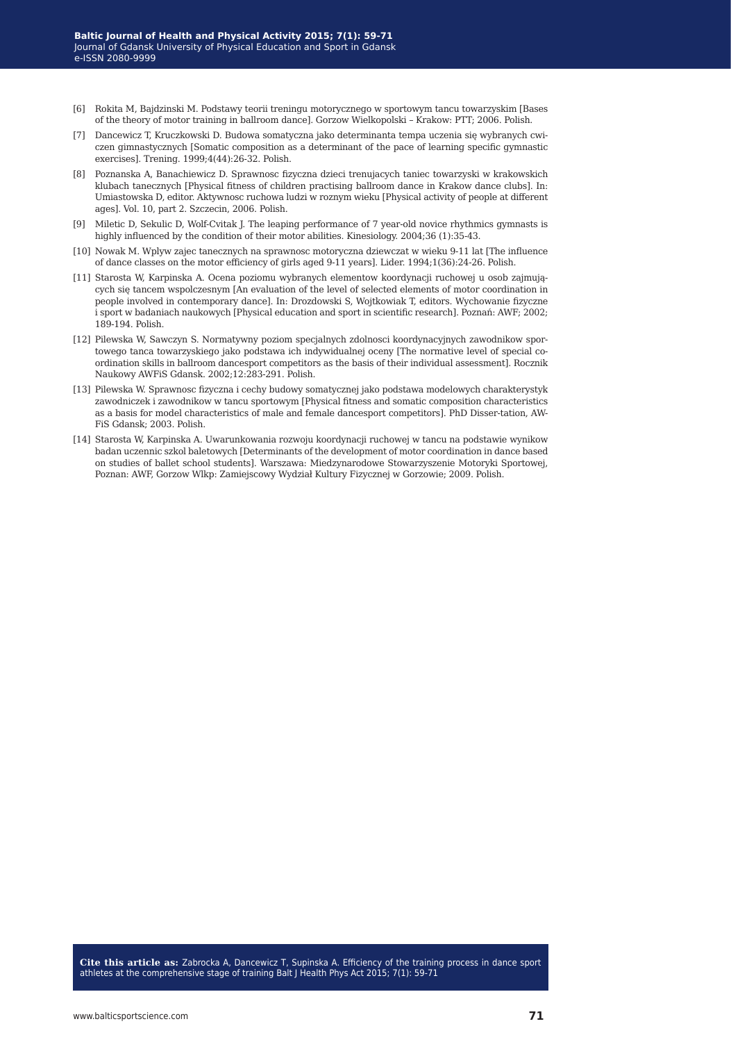[6] Rokita M, Bajdzinski M. Podstawy teorii treningu motorycznego w sportowym tancu towarzyskim [Bases of the theory of motor training in ballroom dance]. Gorzow Wielkopolski – Krakow: PTT; 2006. Polish.

[7] Dancewicz T, Kruczkowski D. Budowa somatyczna jako determinanta tempa uczenia się wybranych cwiczen gimnastycznych [Somatic composition as a determinant of the pace of learning specific gymnastic exercises]. Trening. 1999;4(44):26-32. Polish.

[8] Poznanska A, Banachiewicz D. Sprawnosc fizyczna dzieci trenujacych taniec towarzyski w krakowskich klubach tanecznych [Physical fitness of children practising ballroom dance in Krakow dance clubs]. In: Umiastowska D, editor. Aktywnosc ruchowa ludzi w roznym wieku [Physical activity of people at different ages]. Vol. 10, part 2. Szczecin, 2006. Polish.

[9] Miletic D, Sekulic D, Wolf-Cvitak J. The leaping performance of 7 year-old novice rhythmics gymnasts is highly influenced by the condition of their motor abilities. Kinesiology. 2004;36 (1):35-43.

[10] Nowak M. Wplyw zajec tanecznych na sprawnosc motoryczna dziewczat w wieku 9-11 lat [The influence of dance classes on the motor efficiency of girls aged 9-11 years]. Lider. 1994;1(36):24-26. Polish.

[11] Starosta W, Karpinska A. Ocena poziomu wybranych elementow koordynacji ruchowej u osob zajmujących się tancem wspolczesnym [An evaluation of the level of selected elements of motor coordination in people involved in contemporary dance]. In: Drozdowski S, Wojtkowiak T, editors. Wychowanie fizyczne i sport w badaniach naukowych [Physical education and sport in scientific research]. Poznań: AWF; 2002; 189-194. Polish.

[12] Pilewska W, Sawczyn S. Normatywny poziom specjalnych zdolnosci koordynacyjnych zawodnikow sportowego tanca towarzyskiego jako podstawa ich indywidualnej oceny [The normative level of special coordination skills in ballroom dancesport competitors as the basis of their individual assessment]. Rocznik Naukowy AWFiS Gdansk. 2002;12:283-291. Polish.

[13] Pilewska W. Sprawnosc fizyczna i cechy budowy somatycznej jako podstawa modelowych charakterystyk zawodniczek i zawodnikow w tancu sportowym [Physical fitness and somatic composition characteristics as a basis for model characteristics of male and female dancesport competitors]. PhD Disser-tation, AWFiS Gdansk; 2003. Polish.

[14] Starosta W, Karpinska A. Uwarunkowania rozwoju koordynacji ruchowej w tancu na podstawie wynikow badan uczennic szkol baletowych [Determinants of the development of motor coordination in dance based on studies of ballet school students]. Warszawa: Miedzynarodowe Stowarzyszenie Motoryki Sportowej, Poznan: AWF, Gorzow Wlkp: Zamiejscowy Wydział Kultury Fizycznej w Gorzowie; 2009. Polish.

**Cite this article as:** Zabrocka A, Dancewicz T, Supinska A. Efficiency of the training process in dance sport athletes at the comprehensive stage of training Balt J Health Phys Act 2015; 7(1): 59-71